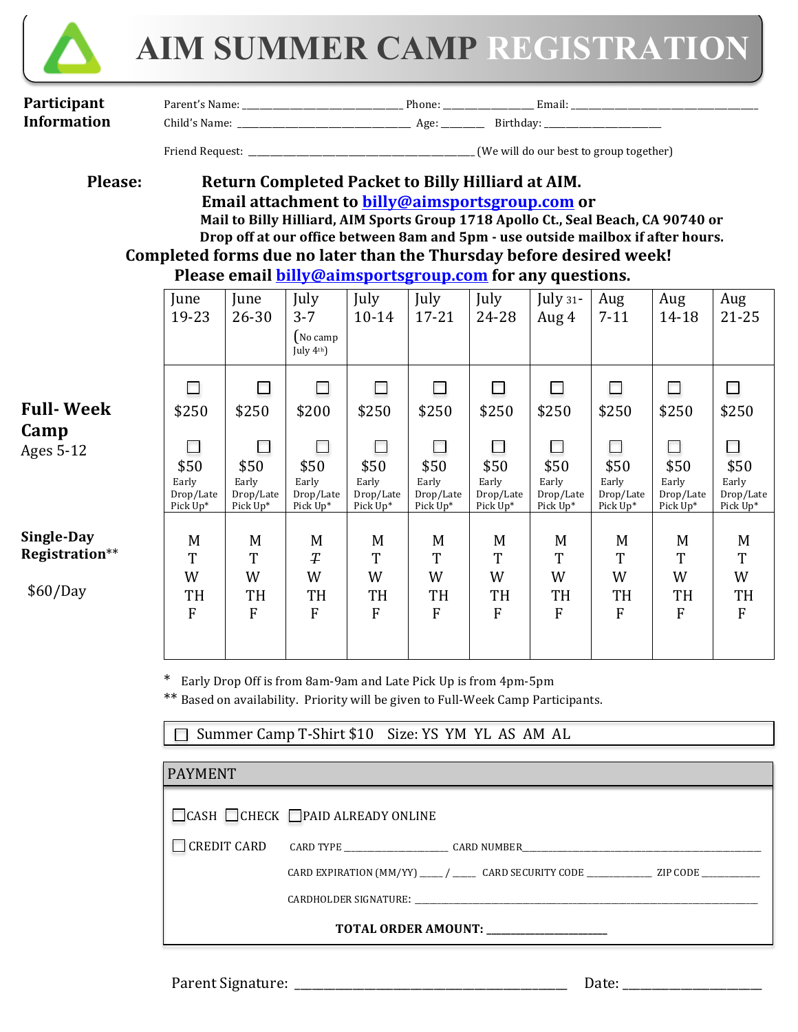# AIM SUMMER CAMP REGISTRATION

**Participant Information**

Parent's Name: ______________________________ Phone: ________________ Email: ___________________________________

Child's Name: ________________________________ Age: ________ Birthday: ______________________

Friend Request: ___________________________________________ (We will do our best to group together)

**Please:** **Return Completed Packet to Billy Hilliard at AIM.**
**Email attachment to billy@aimsportsgroup.com or**
**Mail to Billy Hilliard, AIM Sports Group 1718 Apollo Ct., Seal Beach, CA 90740 or**
**Drop off at our office between 8am and 5pm - use outside mailbox if after hours.**

**Completed forms due no later than the Thursday before desired week!**

**Please email billy@aimsportsgroup.com for any questions.**

| | June 19-23 | June 26-30 | July 3-7 (No camp July 4th) | July 10-14 | July 17-21 | July 24-28 | July 31-Aug 4 | Aug 7-11 | Aug 14-18 | Aug 21-25 |
|---|---|---|---|---|---|---|---|---|---|---|
| **Full-Week Camp** Ages 5-12 | ☐ $250<br>☐ $50 Early Drop/Late Pick Up* | ☐ $250<br>☐ $50 Early Drop/Late Pick Up* | ☐ $200<br>☐ $50 Early Drop/Late Pick Up* | ☐ $250<br>☐ $50 Early Drop/Late Pick Up* | ☐ $250<br>☐ $50 Early Drop/Late Pick Up* | ☐ $250<br>☐ $50 Early Drop/Late Pick Up* | ☐ $250<br>☐ $50 Early Drop/Late Pick Up* | ☐ $250<br>☐ $50 Early Drop/Late Pick Up* | ☐ $250<br>☐ $50 Early Drop/Late Pick Up* | ☐ $250<br>☐ $50 Early Drop/Late Pick Up* |
| **Single-Day Registration**** $60/Day | M T W TH F | M T W TH F | M ~~T~~ W TH F | M T W TH F | M T W TH F | M T W TH F | M T W TH F | M T W TH F | M T W TH F | M T W TH F |

\* Early Drop Off is from 8am-9am and Late Pick Up is from 4pm-5pm

** Based on availability. Priority will be given to Full-Week Camp Participants.

☐ Summer Camp T-Shirt $10 Size: YS YM YL AS AM AL

## PAYMENT

☐ CASH ☐ CHECK ☐ PAID ALREADY ONLINE

☐ CREDIT CARD CARD TYPE ___________________ CARD NUMBER_____________________________________________

CARD EXPIRATION (MM/YY) _____ / _____ CARD SECURITY CODE _____________ ZIP CODE ____________

CARDHOLDER SIGNATURE: ___________________________________________________________________________

**TOTAL ORDER AMOUNT: ______________________**

Parent Signature: ________________________________________ Date: ____________________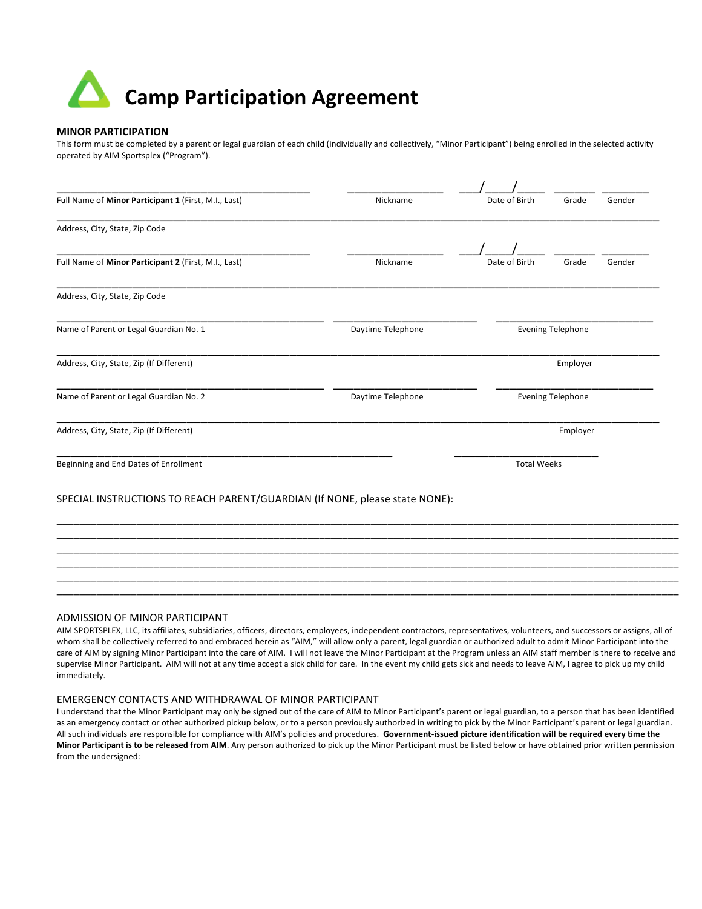# Camp Participation Agreement

## MINOR PARTICIPATION

This form must be completed by a parent or legal guardian of each child (individually and collectively, "Minor Participant") being enrolled in the selected activity operated by AIM Sportsplex ("Program").

| Full Name of **Minor Participant 1** (First, M.I., Last) | Nickname | Date of Birth | Grade | Gender |
|---|---|---|---|---|
| ______________________ | __________ | ___/___/___ | _____ | _____ |

Address, City, State, Zip Code: ______________________________________________

| Full Name of **Minor Participant 2** (First, M.I., Last) | Nickname | Date of Birth | Grade | Gender |
|---|---|---|---|---|
| ______________________ | __________ | ___/___/___ | _____ | _____ |

Address, City, State, Zip Code: ______________________________________________

| Name of Parent or Legal Guardian No. 1 | Daytime Telephone | Evening Telephone |
|---|---|---|
| ______________________ | __________ | __________ |

| Address, City, State, Zip (If Different) | Employer |
|---|---|
| ______________________ | __________ |

| Name of Parent or Legal Guardian No. 2 | Daytime Telephone | Evening Telephone |
|---|---|---|
| ______________________ | __________ | __________ |

| Address, City, State, Zip (If Different) | Employer |
|---|---|
| ______________________ | __________ |

| Beginning and End Dates of Enrollment | Total Weeks |
|---|---|
| ______________________ | __________ |

### SPECIAL INSTRUCTIONS TO REACH PARENT/GUARDIAN (If NONE, please state NONE):

______________________________________________________________________________

______________________________________________________________________________

______________________________________________________________________________

______________________________________________________________________________

______________________________________________________________________________

______________________________________________________________________________

### ADMISSION OF MINOR PARTICIPANT

AIM SPORTSPLEX, LLC, its affiliates, subsidiaries, officers, directors, employees, independent contractors, representatives, volunteers, and successors or assigns, all of whom shall be collectively referred to and embraced herein as "AIM," will allow only a parent, legal guardian or authorized adult to admit Minor Participant into the care of AIM by signing Minor Participant into the care of AIM. I will not leave the Minor Participant at the Program unless an AIM staff member is there to receive and supervise Minor Participant. AIM will not at any time accept a sick child for care. In the event my child gets sick and needs to leave AIM, I agree to pick up my child immediately.

### EMERGENCY CONTACTS AND WITHDRAWAL OF MINOR PARTICIPANT

I understand that the Minor Participant may only be signed out of the care of AIM to Minor Participant's parent or legal guardian, to a person that has been identified as an emergency contact or other authorized pickup below, or to a person previously authorized in writing to pick by the Minor Participant's parent or legal guardian. All such individuals are responsible for compliance with AIM's policies and procedures. **Government-issued picture identification will be required every time the Minor Participant is to be released from AIM**. Any person authorized to pick up the Minor Participant must be listed below or have obtained prior written permission from the undersigned: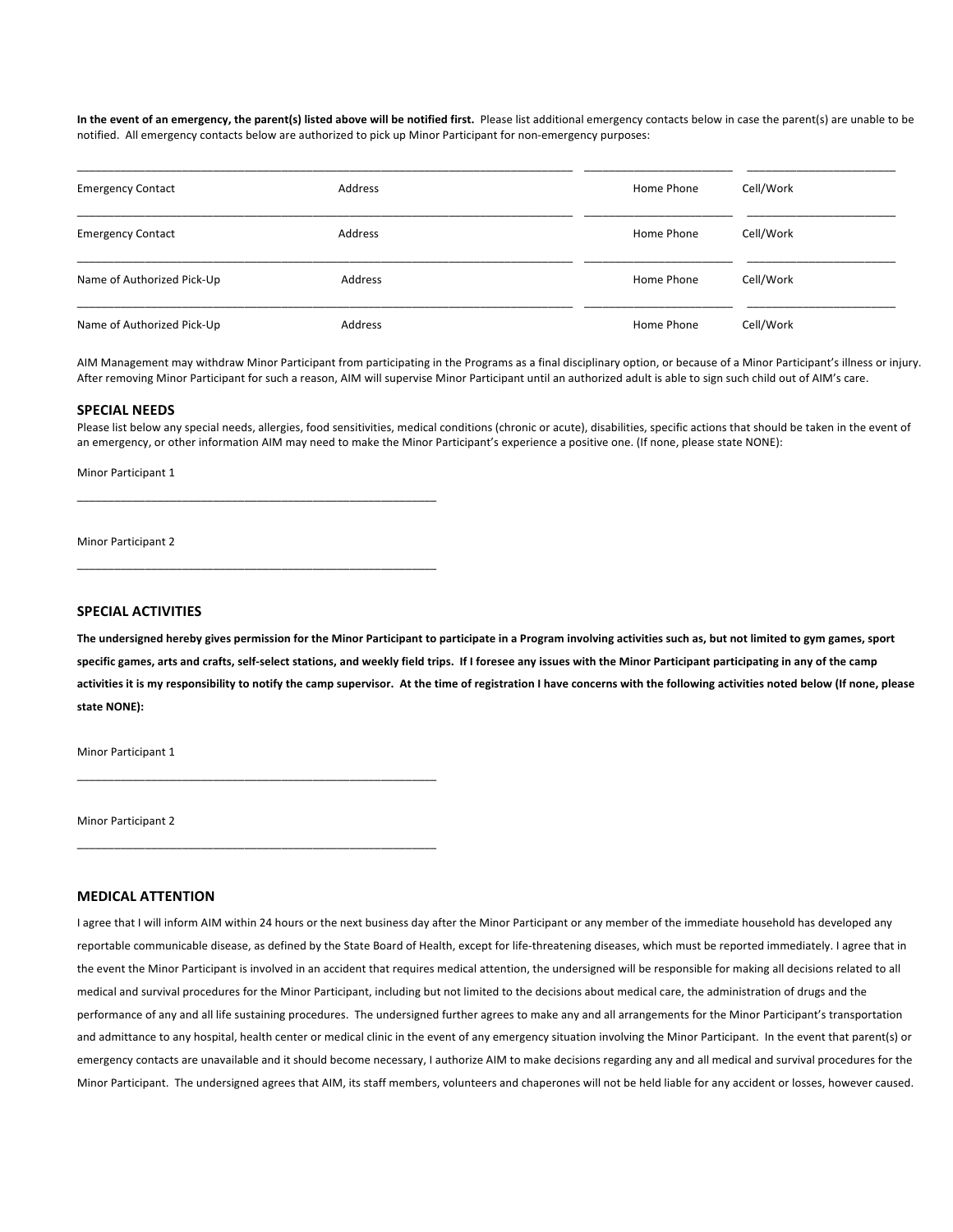**In the event of an emergency, the parent(s) listed above will be notified first.** Please list additional emergency contacts below in case the parent(s) are unable to be notified. All emergency contacts below are authorized to pick up Minor Participant for non-emergency purposes:

| | | | |
|---|---|---|---|
| Emergency Contact | Address | Home Phone | Cell/Work |
| Emergency Contact | Address | Home Phone | Cell/Work |
| Name of Authorized Pick-Up | Address | Home Phone | Cell/Work |
| Name of Authorized Pick-Up | Address | Home Phone | Cell/Work |

AIM Management may withdraw Minor Participant from participating in the Programs as a final disciplinary option, or because of a Minor Participant's illness or injury. After removing Minor Participant for such a reason, AIM will supervise Minor Participant until an authorized adult is able to sign such child out of AIM's care.

## SPECIAL NEEDS

Please list below any special needs, allergies, food sensitivities, medical conditions (chronic or acute), disabilities, specific actions that should be taken in the event of an emergency, or other information AIM may need to make the Minor Participant's experience a positive one. (If none, please state NONE):

Minor Participant 1

______________________________________________________

Minor Participant 2

______________________________________________________

## SPECIAL ACTIVITIES

**The undersigned hereby gives permission for the Minor Participant to participate in a Program involving activities such as, but not limited to gym games, sport specific games, arts and crafts, self-select stations, and weekly field trips. If I foresee any issues with the Minor Participant participating in any of the camp activities it is my responsibility to notify the camp supervisor. At the time of registration I have concerns with the following activities noted below (If none, please state NONE):**

Minor Participant 1

______________________________________________________

Minor Participant 2

______________________________________________________

## MEDICAL ATTENTION

I agree that I will inform AIM within 24 hours or the next business day after the Minor Participant or any member of the immediate household has developed any reportable communicable disease, as defined by the State Board of Health, except for life-threatening diseases, which must be reported immediately. I agree that in the event the Minor Participant is involved in an accident that requires medical attention, the undersigned will be responsible for making all decisions related to all medical and survival procedures for the Minor Participant, including but not limited to the decisions about medical care, the administration of drugs and the performance of any and all life sustaining procedures. The undersigned further agrees to make any and all arrangements for the Minor Participant's transportation and admittance to any hospital, health center or medical clinic in the event of any emergency situation involving the Minor Participant. In the event that parent(s) or emergency contacts are unavailable and it should become necessary, I authorize AIM to make decisions regarding any and all medical and survival procedures for the Minor Participant. The undersigned agrees that AIM, its staff members, volunteers and chaperones will not be held liable for any accident or losses, however caused.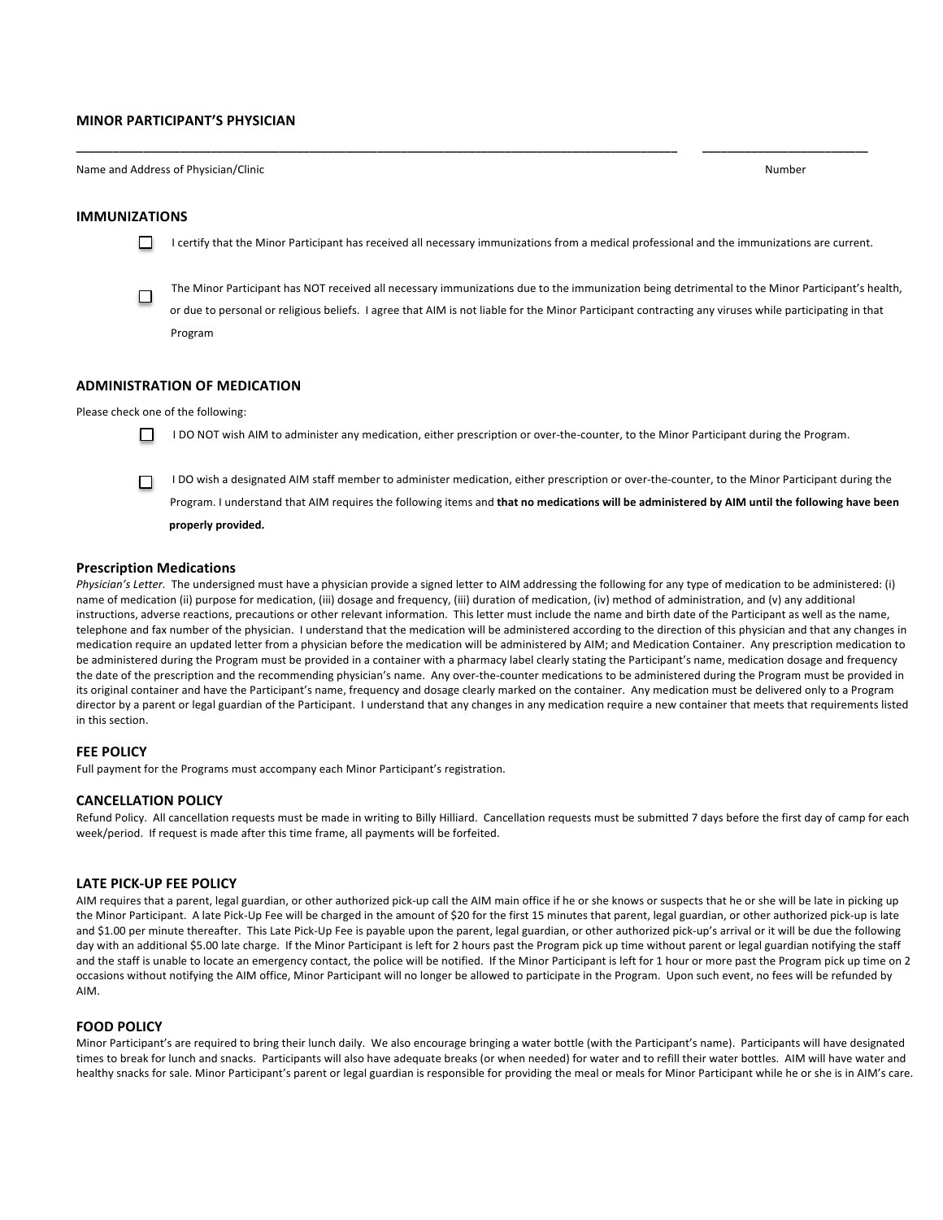## MINOR PARTICIPANT'S PHYSICIAN

_______________________________________________________________________________________________ _________________________

Name and Address of Physician/Clinic Number

## IMMUNIZATIONS

☐ I certify that the Minor Participant has received all necessary immunizations from a medical professional and the immunizations are current.

☐ The Minor Participant has NOT received all necessary immunizations due to the immunization being detrimental to the Minor Participant's health, or due to personal or religious beliefs. I agree that AIM is not liable for the Minor Participant contracting any viruses while participating in that Program

## ADMINISTRATION OF MEDICATION

Please check one of the following:

☐ I DO NOT wish AIM to administer any medication, either prescription or over-the-counter, to the Minor Participant during the Program.

☐ I DO wish a designated AIM staff member to administer medication, either prescription or over-the-counter, to the Minor Participant during the Program. I understand that AIM requires the following items and **that no medications will be administered by AIM until the following have been properly provided.**

### Prescription Medications

*Physician's Letter.* The undersigned must have a physician provide a signed letter to AIM addressing the following for any type of medication to be administered: (i) name of medication (ii) purpose for medication, (iii) dosage and frequency, (iii) duration of medication, (iv) method of administration, and (v) any additional instructions, adverse reactions, precautions or other relevant information. This letter must include the name and birth date of the Participant as well as the name, telephone and fax number of the physician. I understand that the medication will be administered according to the direction of this physician and that any changes in medication require an updated letter from a physician before the medication will be administered by AIM; and Medication Container. Any prescription medication to be administered during the Program must be provided in a container with a pharmacy label clearly stating the Participant's name, medication dosage and frequency the date of the prescription and the recommending physician's name. Any over-the-counter medications to be administered during the Program must be provided in its original container and have the Participant's name, frequency and dosage clearly marked on the container. Any medication must be delivered only to a Program director by a parent or legal guardian of the Participant. I understand that any changes in any medication require a new container that meets that requirements listed in this section.

## FEE POLICY

Full payment for the Programs must accompany each Minor Participant's registration.

## CANCELLATION POLICY

Refund Policy. All cancellation requests must be made in writing to Billy Hilliard. Cancellation requests must be submitted 7 days before the first day of camp for each week/period. If request is made after this time frame, all payments will be forfeited.

## LATE PICK-UP FEE POLICY

AIM requires that a parent, legal guardian, or other authorized pick-up call the AIM main office if he or she knows or suspects that he or she will be late in picking up the Minor Participant. A late Pick-Up Fee will be charged in the amount of $20 for the first 15 minutes that parent, legal guardian, or other authorized pick-up is late and $1.00 per minute thereafter. This Late Pick-Up Fee is payable upon the parent, legal guardian, or other authorized pick-up's arrival or it will be due the following day with an additional $5.00 late charge. If the Minor Participant is left for 2 hours past the Program pick up time without parent or legal guardian notifying the staff and the staff is unable to locate an emergency contact, the police will be notified. If the Minor Participant is left for 1 hour or more past the Program pick up time on 2 occasions without notifying the AIM office, Minor Participant will no longer be allowed to participate in the Program. Upon such event, no fees will be refunded by AIM.

## FOOD POLICY

Minor Participant's are required to bring their lunch daily. We also encourage bringing a water bottle (with the Participant's name). Participants will have designated times to break for lunch and snacks. Participants will also have adequate breaks (or when needed) for water and to refill their water bottles. AIM will have water and healthy snacks for sale. Minor Participant's parent or legal guardian is responsible for providing the meal or meals for Minor Participant while he or she is in AIM's care.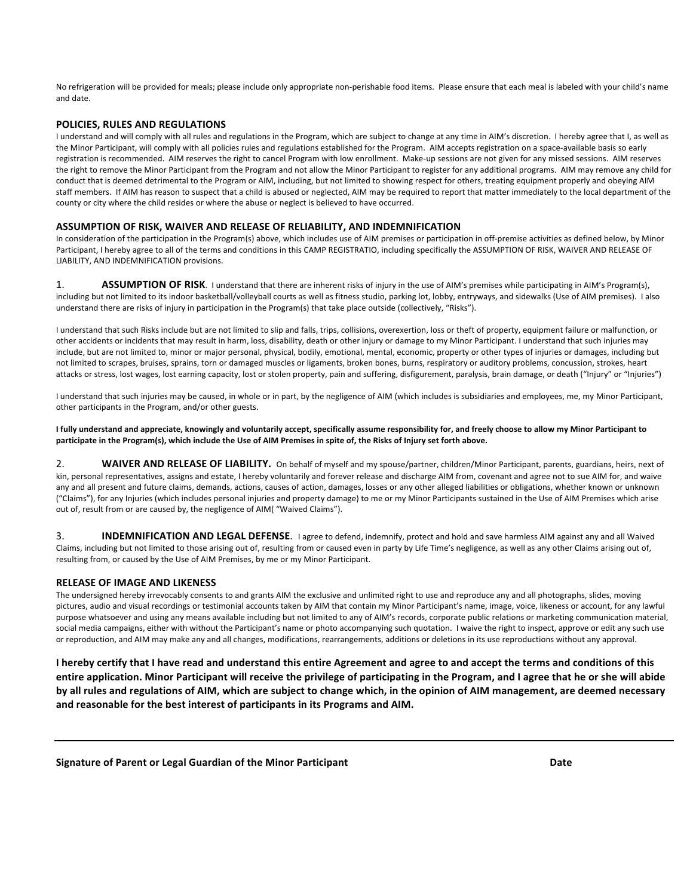No refrigeration will be provided for meals; please include only appropriate non-perishable food items. Please ensure that each meal is labeled with your child's name and date.

## POLICIES, RULES AND REGULATIONS

I understand and will comply with all rules and regulations in the Program, which are subject to change at any time in AIM's discretion. I hereby agree that I, as well as the Minor Participant, will comply with all policies rules and regulations established for the Program. AIM accepts registration on a space-available basis so early registration is recommended. AIM reserves the right to cancel Program with low enrollment. Make-up sessions are not given for any missed sessions. AIM reserves the right to remove the Minor Participant from the Program and not allow the Minor Participant to register for any additional programs. AIM may remove any child for conduct that is deemed detrimental to the Program or AIM, including, but not limited to showing respect for others, treating equipment properly and obeying AIM staff members. If AIM has reason to suspect that a child is abused or neglected, AIM may be required to report that matter immediately to the local department of the county or city where the child resides or where the abuse or neglect is believed to have occurred.

## ASSUMPTION OF RISK, WAIVER AND RELEASE OF RELIABILITY, AND INDEMNIFICATION

In consideration of the participation in the Program(s) above, which includes use of AIM premises or participation in off-premise activities as defined below, by Minor Participant, I hereby agree to all of the terms and conditions in this CAMP REGISTRATIO, including specifically the ASSUMPTION OF RISK, WAIVER AND RELEASE OF LIABILITY, AND INDEMNIFICATION provisions.

1. **ASSUMPTION OF RISK**. I understand that there are inherent risks of injury in the use of AIM's premises while participating in AIM's Program(s), including but not limited to its indoor basketball/volleyball courts as well as fitness studio, parking lot, lobby, entryways, and sidewalks (Use of AIM premises). I also understand there are risks of injury in participation in the Program(s) that take place outside (collectively, "Risks").

I understand that such Risks include but are not limited to slip and falls, trips, collisions, overexertion, loss or theft of property, equipment failure or malfunction, or other accidents or incidents that may result in harm, loss, disability, death or other injury or damage to my Minor Participant. I understand that such injuries may include, but are not limited to, minor or major personal, physical, bodily, emotional, mental, economic, property or other types of injuries or damages, including but not limited to scrapes, bruises, sprains, torn or damaged muscles or ligaments, broken bones, burns, respiratory or auditory problems, concussion, strokes, heart attacks or stress, lost wages, lost earning capacity, lost or stolen property, pain and suffering, disfigurement, paralysis, brain damage, or death ("Injury" or "Injuries")

I understand that such injuries may be caused, in whole or in part, by the negligence of AIM (which includes is subsidiaries and employees, me, my Minor Participant, other participants in the Program, and/or other guests.

**I fully understand and appreciate, knowingly and voluntarily accept, specifically assume responsibility for, and freely choose to allow my Minor Participant to participate in the Program(s), which include the Use of AIM Premises in spite of, the Risks of Injury set forth above.**

2. **WAIVER AND RELEASE OF LIABILITY.** On behalf of myself and my spouse/partner, children/Minor Participant, parents, guardians, heirs, next of kin, personal representatives, assigns and estate, I hereby voluntarily and forever release and discharge AIM from, covenant and agree not to sue AIM for, and waive any and all present and future claims, demands, actions, causes of action, damages, losses or any other alleged liabilities or obligations, whether known or unknown ("Claims"), for any Injuries (which includes personal injuries and property damage) to me or my Minor Participants sustained in the Use of AIM Premises which arise out of, result from or are caused by, the negligence of AIM( "Waived Claims").

3. **INDEMNIFICATION AND LEGAL DEFENSE**. I agree to defend, indemnify, protect and hold and save harmless AIM against any and all Waived Claims, including but not limited to those arising out of, resulting from or caused even in party by Life Time's negligence, as well as any other Claims arising out of, resulting from, or caused by the Use of AIM Premises, by me or my Minor Participant.

## RELEASE OF IMAGE AND LIKENESS

The undersigned hereby irrevocably consents to and grants AIM the exclusive and unlimited right to use and reproduce any and all photographs, slides, moving pictures, audio and visual recordings or testimonial accounts taken by AIM that contain my Minor Participant's name, image, voice, likeness or account, for any lawful purpose whatsoever and using any means available including but not limited to any of AIM's records, corporate public relations or marketing communication material, social media campaigns, either with without the Participant's name or photo accompanying such quotation. I waive the right to inspect, approve or edit any such use or reproduction, and AIM may make any and all changes, modifications, rearrangements, additions or deletions in its use reproductions without any approval.

**I hereby certify that I have read and understand this entire Agreement and agree to and accept the terms and conditions of this entire application. Minor Participant will receive the privilege of participating in the Program, and I agree that he or she will abide by all rules and regulations of AIM, which are subject to change which, in the opinion of AIM management, are deemed necessary and reasonable for the best interest of participants in its Programs and AIM.**

---

**Signature of Parent or Legal Guardian of the Minor Participant** **Date**